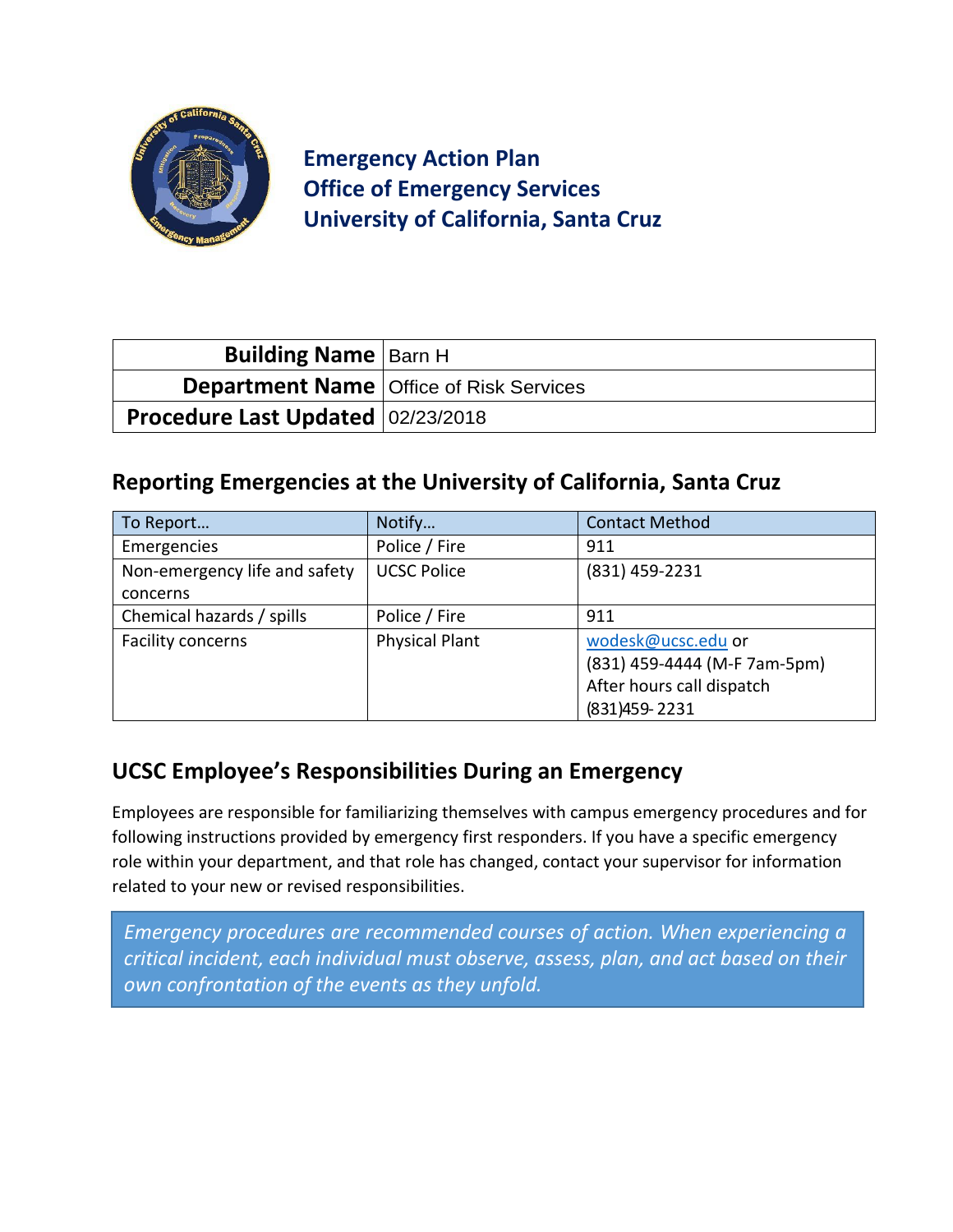# Emergency Action Plan
# Office of Emergency Services
# University of California, Santa Cruz

| **Building Name** | Barn H |
|---|---|
| **Department Name** | Office of Risk Services |
| **Procedure Last Updated** | 02/23/2018 |

## Reporting Emergencies at the University of California, Santa Cruz

| To Report… | Notify… | Contact Method |
|---|---|---|
| Emergencies | Police / Fire | 911 |
| Non-emergency life and safety concerns | UCSC Police | (831) 459-2231 |
| Chemical hazards / spills | Police / Fire | 911 |
| Facility concerns | Physical Plant | wodesk@ucsc.edu or (831) 459-4444 (M-F 7am-5pm) After hours call dispatch (831)459-2231 |

## UCSC Employee's Responsibilities During an Emergency

Employees are responsible for familiarizing themselves with campus emergency procedures and for following instructions provided by emergency first responders. If you have a specific emergency role within your department, and that role has changed, contact your supervisor for information related to your new or revised responsibilities.

*Emergency procedures are recommended courses of action. When experiencing a critical incident, each individual must observe, assess, plan, and act based on their own confrontation of the events as they unfold.*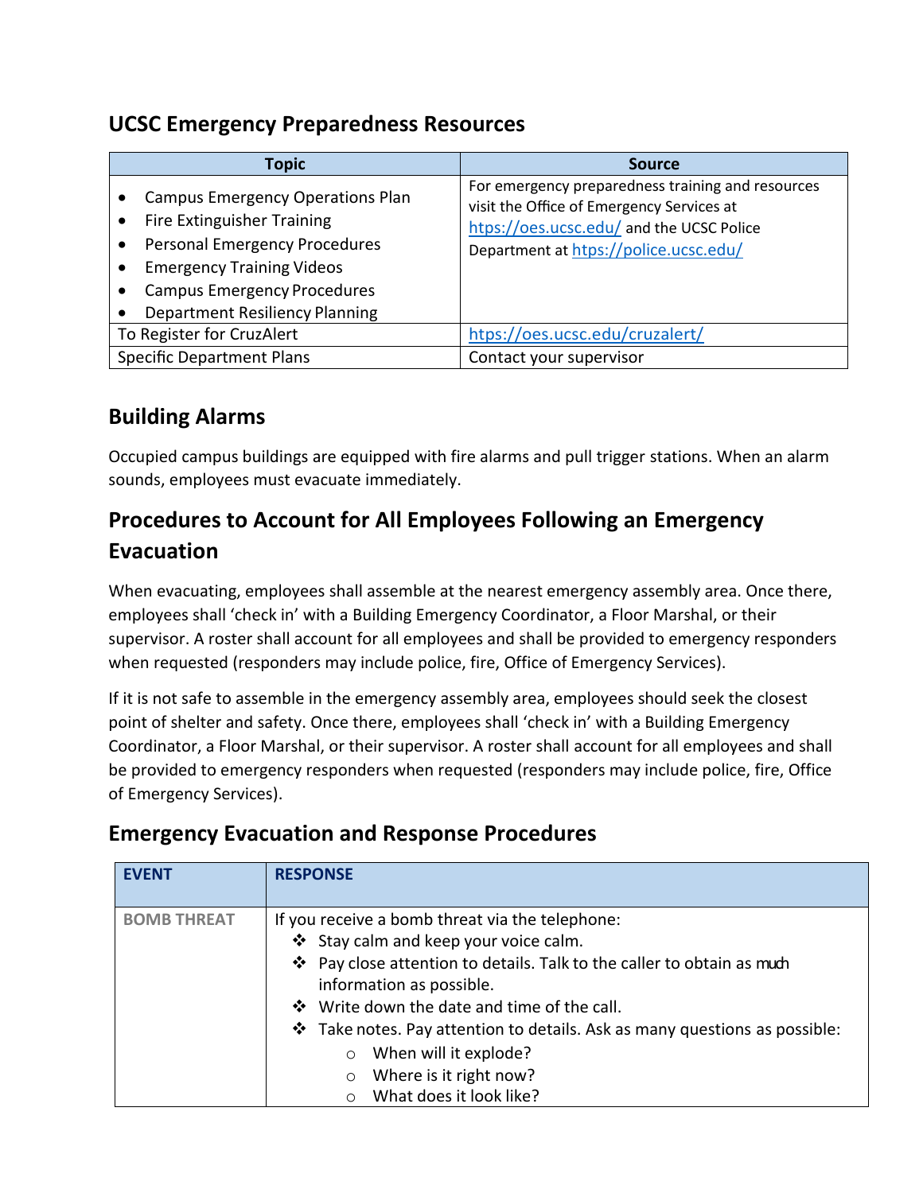## UCSC Emergency Preparedness Resources

| Topic | Source |
| --- | --- |
| • Campus Emergency Operations Plan<br>• Fire Extinguisher Training<br>• Personal Emergency Procedures<br>• Emergency Training Videos<br>• Campus Emergency Procedures<br>• Department Resiliency Planning | For emergency preparedness training and resources visit the Office of Emergency Services at [https://oes.ucsc.edu/](https://oes.ucsc.edu/) and the UCSC Police Department at [https://police.ucsc.edu/](https://police.ucsc.edu/) |
| To Register for CruzAlert | [https://oes.ucsc.edu/cruzalert/](https://oes.ucsc.edu/cruzalert/) |
| Specific Department Plans | Contact your supervisor |

## Building Alarms

Occupied campus buildings are equipped with fire alarms and pull trigger stations. When an alarm sounds, employees must evacuate immediately.

## Procedures to Account for All Employees Following an Emergency Evacuation

When evacuating, employees shall assemble at the nearest emergency assembly area. Once there, employees shall 'check in' with a Building Emergency Coordinator, a Floor Marshal, or their supervisor. A roster shall account for all employees and shall be provided to emergency responders when requested (responders may include police, fire, Office of Emergency Services).

If it is not safe to assemble in the emergency assembly area, employees should seek the closest point of shelter and safety. Once there, employees shall 'check in' with a Building Emergency Coordinator, a Floor Marshal, or their supervisor. A roster shall account for all employees and shall be provided to emergency responders when requested (responders may include police, fire, Office of Emergency Services).

## Emergency Evacuation and Response Procedures

| EVENT | RESPONSE |
| --- | --- |
| BOMB THREAT | If you receive a bomb threat via the telephone:<br>❖ Stay calm and keep your voice calm.<br>❖ Pay close attention to details. Talk to the caller to obtain as much information as possible.<br>❖ Write down the date and time of the call.<br>❖ Take notes. Pay attention to details. Ask as many questions as possible:<br>&nbsp;&nbsp;&nbsp;&nbsp;○ When will it explode?<br>&nbsp;&nbsp;&nbsp;&nbsp;○ Where is it right now?<br>&nbsp;&nbsp;&nbsp;&nbsp;○ What does it look like? |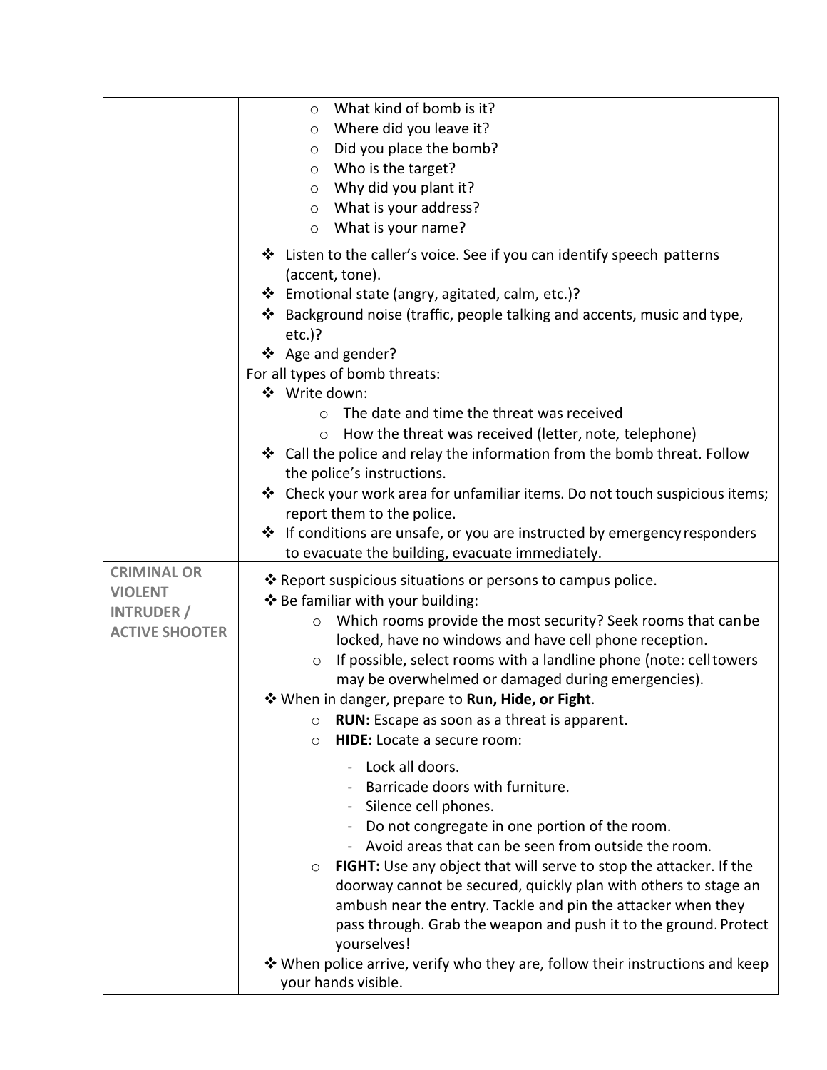| | |
|---|---|
| | ○ What kind of bomb is it?<br>○ Where did you leave it?<br>○ Did you place the bomb?<br>○ Who is the target?<br>○ Why did you plant it?<br>○ What is your address?<br>○ What is your name?<br>❖ Listen to the caller's voice. See if you can identify speech patterns (accent, tone).<br>❖ Emotional state (angry, agitated, calm, etc.)?<br>❖ Background noise (traffic, people talking and accents, music and type, etc.)?<br>❖ Age and gender?<br>For all types of bomb threats:<br>❖ Write down:<br>○ The date and time the threat was received<br>○ How the threat was received (letter, note, telephone)<br>❖ Call the police and relay the information from the bomb threat. Follow the police's instructions.<br>❖ Check your work area for unfamiliar items. Do not touch suspicious items; report them to the police.<br>❖ If conditions are unsafe, or you are instructed by emergency responders to evacuate the building, evacuate immediately. |
| **CRIMINAL OR VIOLENT INTRUDER / ACTIVE SHOOTER** | ❖ Report suspicious situations or persons to campus police.<br>❖ Be familiar with your building:<br>○ Which rooms provide the most security? Seek rooms that can be locked, have no windows and have cell phone reception.<br>○ If possible, select rooms with a landline phone (note: cell towers may be overwhelmed or damaged during emergencies).<br>❖ When in danger, prepare to **Run, Hide, or Fight**.<br>○ **RUN:** Escape as soon as a threat is apparent.<br>○ **HIDE:** Locate a secure room:<br>- Lock all doors.<br>- Barricade doors with furniture.<br>- Silence cell phones.<br>- Do not congregate in one portion of the room.<br>- Avoid areas that can be seen from outside the room.<br>○ **FIGHT:** Use any object that will serve to stop the attacker. If the doorway cannot be secured, quickly plan with others to stage an ambush near the entry. Tackle and pin the attacker when they pass through. Grab the weapon and push it to the ground. Protect yourselves!<br>❖ When police arrive, verify who they are, follow their instructions and keep your hands visible. |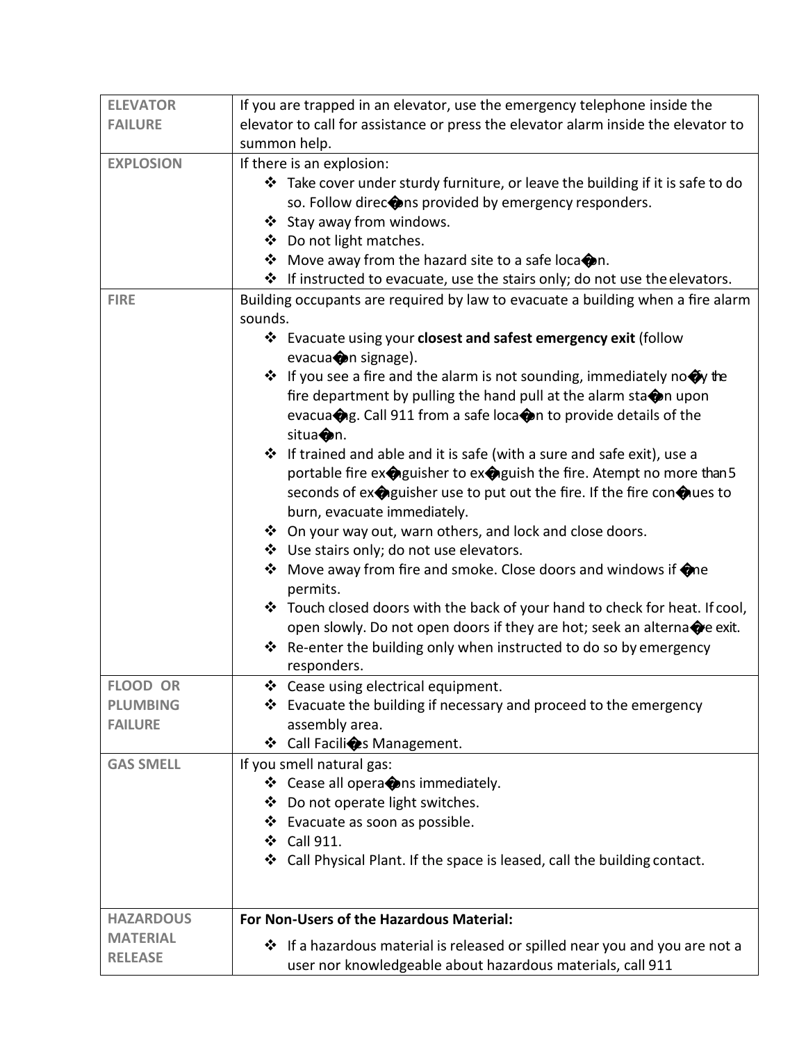| | |
|---|---|
| **ELEVATOR FAILURE** | If you are trapped in an elevator, use the emergency telephone inside the elevator to call for assistance or press the elevator alarm inside the elevator to summon help. |
| **EXPLOSION** | If there is an explosion:<br>❖ Take cover under sturdy furniture, or leave the building if it is safe to do so. Follow direc�ons provided by emergency responders.<br>❖ Stay away from windows.<br>❖ Do not light matches.<br>❖ Move away from the hazard site to a safe loca�on.<br>❖ If instructed to evacuate, use the stairs only; do not use the elevators. |
| **FIRE** | Building occupants are required by law to evacuate a building when a fire alarm sounds.<br>❖ Evacuate using your **closest and safest emergency exit** (follow evacua�on signage).<br>❖ If you see a fire and the alarm is not sounding, immediately no�fy the fire department by pulling the hand pull at the alarm sta�on upon evacua�ng. Call 911 from a safe loca�on to provide details of the situa�on.<br>❖ If trained and able and it is safe (with a sure and safe exit), use a portable fire ex�nguisher to ex�nguish the fire. Atempt no more than 5 seconds of ex�nguisher use to put out the fire. If the fire con�nues to burn, evacuate immediately.<br>❖ On your way out, warn others, and lock and close doors.<br>❖ Use stairs only; do not use elevators.<br>❖ Move away from fire and smoke. Close doors and windows if �me permits.<br>❖ Touch closed doors with the back of your hand to check for heat. If cool, open slowly. Do not open doors if they are hot; seek an alterna�ve exit.<br>❖ Re-enter the building only when instructed to do so by emergency responders. |
| **FLOOD OR PLUMBING FAILURE** | ❖ Cease using electrical equipment.<br>❖ Evacuate the building if necessary and proceed to the emergency assembly area.<br>❖ Call Facili�es Management. |
| **GAS SMELL** | If you smell natural gas:<br>❖ Cease all opera�ons immediately.<br>❖ Do not operate light switches.<br>❖ Evacuate as soon as possible.<br>❖ Call 911.<br>❖ Call Physical Plant. If the space is leased, call the building contact. |
| **HAZARDOUS MATERIAL RELEASE** | **For Non-Users of the Hazardous Material:**<br>❖ If a hazardous material is released or spilled near you and you are not a user nor knowledgeable about hazardous materials, call 911 |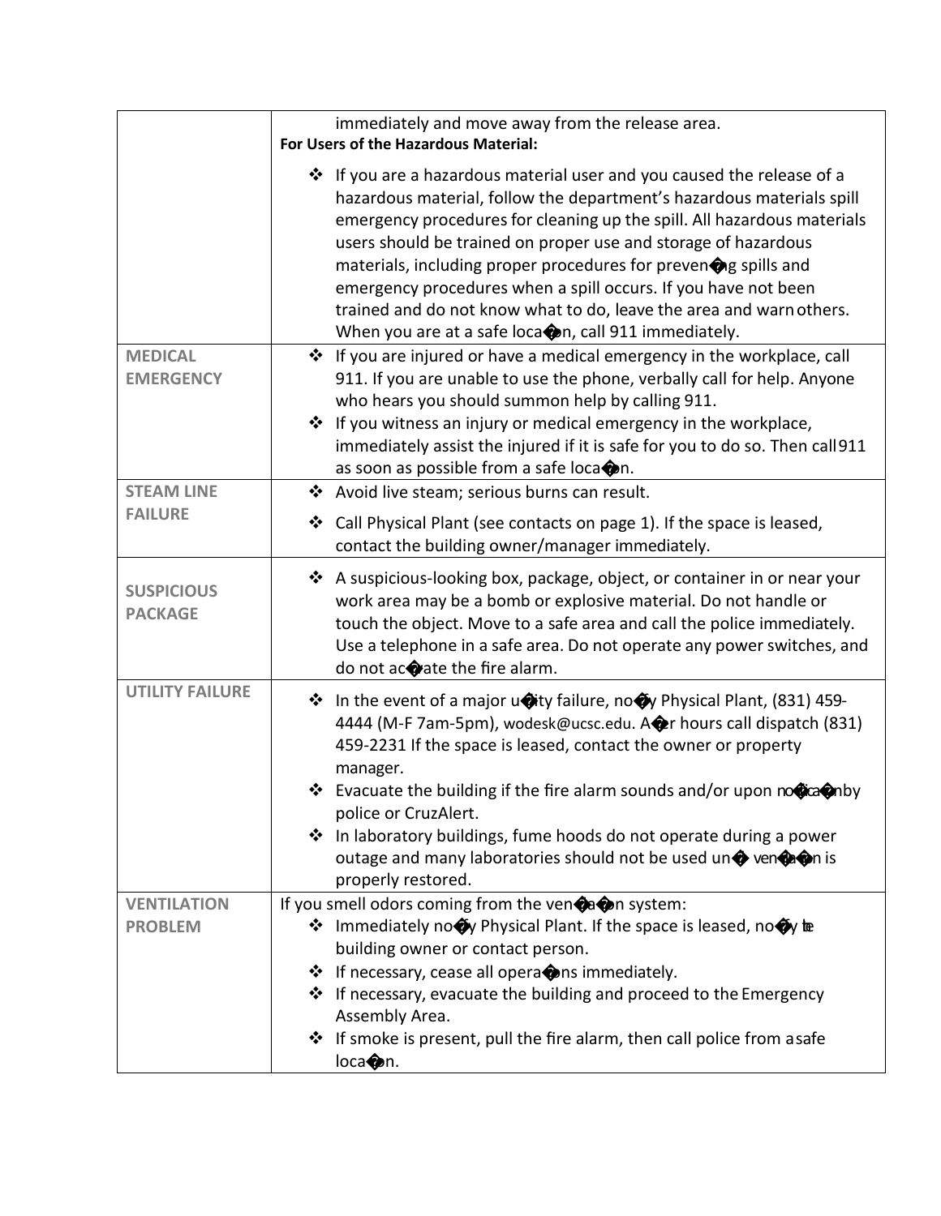| | |
|---|---|
| | immediately and move away from the release area.<br>**For Users of the Hazardous Material:**<br>❖ If you are a hazardous material user and you caused the release of a hazardous material, follow the department's hazardous materials spill emergency procedures for cleaning up the spill. All hazardous materials users should be trained on proper use and storage of hazardous materials, including proper procedures for preventing spills and emergency procedures when a spill occurs. If you have not been trained and do not know what to do, leave the area and warn others. When you are at a safe location, call 911 immediately. |
| **MEDICAL EMERGENCY** | ❖ If you are injured or have a medical emergency in the workplace, call 911. If you are unable to use the phone, verbally call for help. Anyone who hears you should summon help by calling 911.<br>❖ If you witness an injury or medical emergency in the workplace, immediately assist the injured if it is safe for you to do so. Then call 911 as soon as possible from a safe location. |
| **STEAM LINE FAILURE** | ❖ Avoid live steam; serious burns can result.<br>❖ Call Physical Plant (see contacts on page 1). If the space is leased, contact the building owner/manager immediately. |
| **SUSPICIOUS PACKAGE** | ❖ A suspicious-looking box, package, object, or container in or near your work area may be a bomb or explosive material. Do not handle or touch the object. Move to a safe area and call the police immediately. Use a telephone in a safe area. Do not operate any power switches, and do not activate the fire alarm. |
| **UTILITY FAILURE** | ❖ In the event of a major utility failure, notify Physical Plant, (831) 459-4444 (M-F 7am-5pm), wodesk@ucsc.edu. After hours call dispatch (831) 459-2231 If the space is leased, contact the owner or property manager.<br>❖ Evacuate the building if the fire alarm sounds and/or upon notification by police or CruzAlert.<br>❖ In laboratory buildings, fume hoods do not operate during a power outage and many laboratories should not be used until ventilation is properly restored. |
| **VENTILATION PROBLEM** | If you smell odors coming from the ventilation system:<br>❖ Immediately notify Physical Plant. If the space is leased, notify the building owner or contact person.<br>❖ If necessary, cease all operations immediately.<br>❖ If necessary, evacuate the building and proceed to the Emergency Assembly Area.<br>❖ If smoke is present, pull the fire alarm, then call police from a safe location. |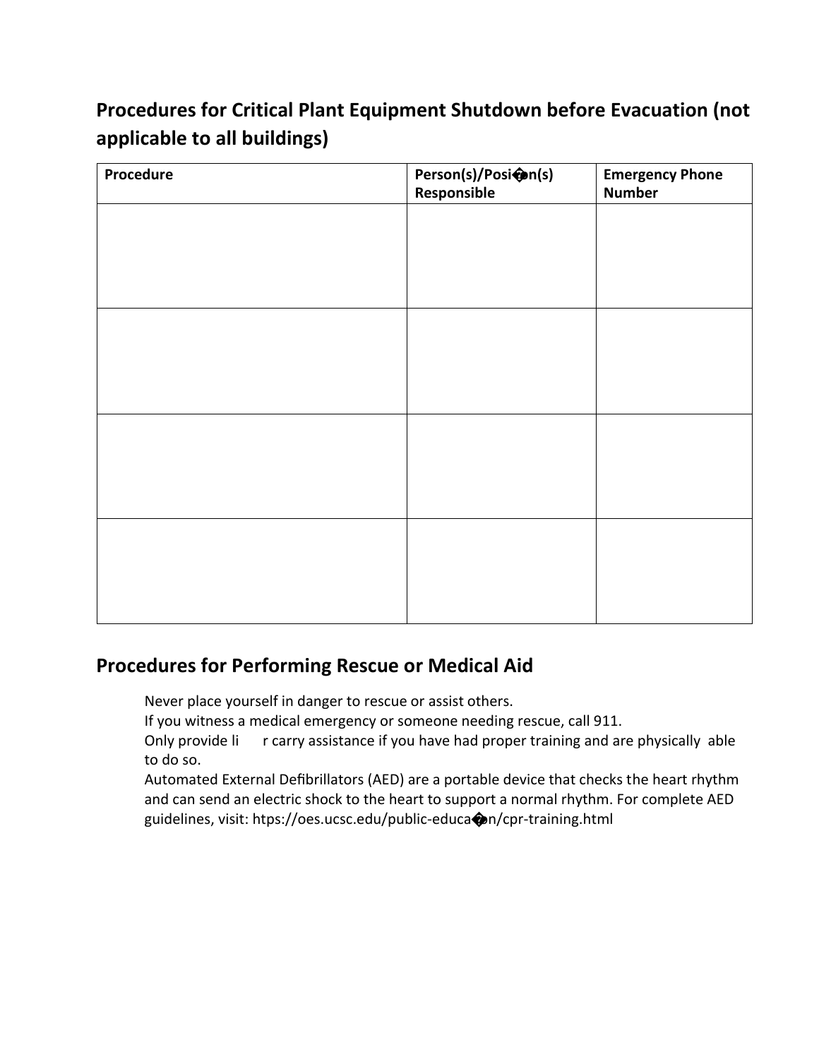## Procedures for Critical Plant Equipment Shutdown before Evacuation (not applicable to all buildings)

| Procedure | Person(s)/Posi�on(s) Responsible | Emergency Phone Number |
|---|---|---|
| | | |
| | | |
| | | |
| | | |

## Procedures for Performing Rescue or Medical Aid

Never place yourself in danger to rescue or assist others.
If you witness a medical emergency or someone needing rescue, call 911.
Only provide li r carry assistance if you have had proper training and are physically able to do so.
Automated External Defibrillators (AED) are a portable device that checks the heart rhythm and can send an electric shock to the heart to support a normal rhythm. For complete AED guidelines, visit: htps://oes.ucsc.edu/public-educa�on/cpr-training.html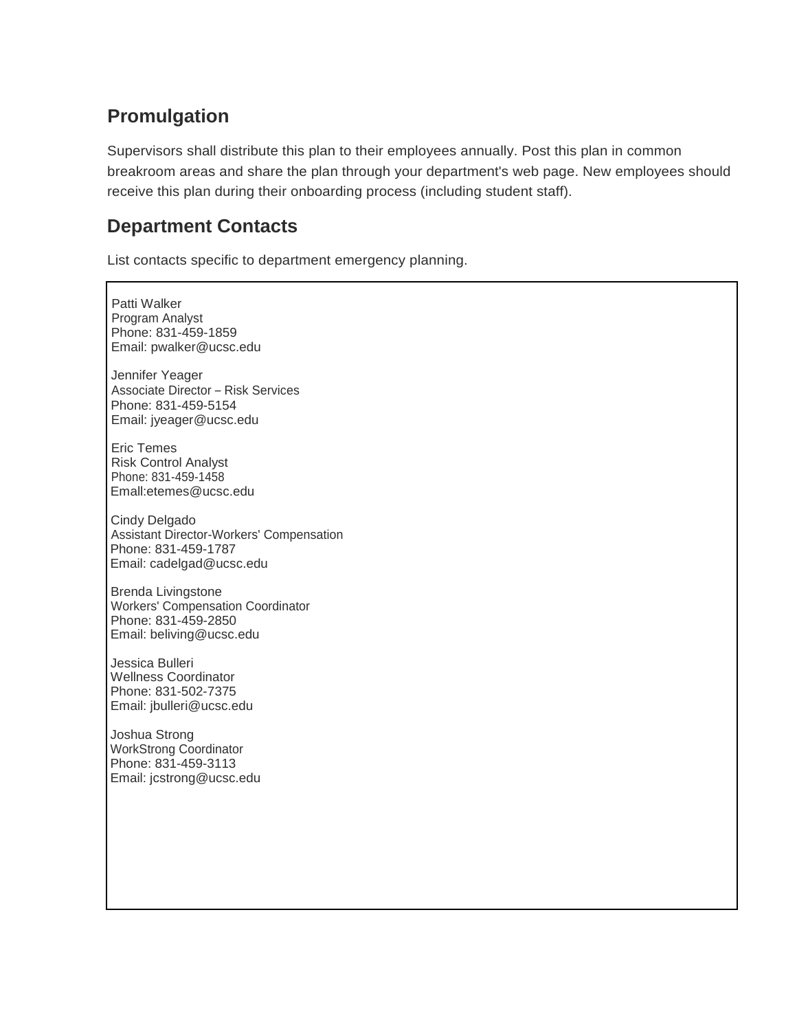## Promulgation

Supervisors shall distribute this plan to their employees annually. Post this plan in common breakroom areas and share the plan through your department's web page. New employees should receive this plan during their onboarding process (including student staff).

## Department Contacts

List contacts specific to department emergency planning.

Patti Walker
Program Analyst
Phone: 831-459-1859
Email: pwalker@ucsc.edu

Jennifer Yeager
Associate Director – Risk Services
Phone: 831-459-5154
Email: jyeager@ucsc.edu

Eric Temes
Risk Control Analyst
Phone: 831-459-1458
Emall:etemes@ucsc.edu

Cindy Delgado
Assistant Director-Workers' Compensation
Phone: 831-459-1787
Email: cadelgad@ucsc.edu

Brenda Livingstone
Workers' Compensation Coordinator
Phone: 831-459-2850
Email: beliving@ucsc.edu

Jessica Bulleri
Wellness Coordinator
Phone: 831-502-7375
Email: jbulleri@ucsc.edu

Joshua Strong
WorkStrong Coordinator
Phone: 831-459-3113
Email: jcstrong@ucsc.edu